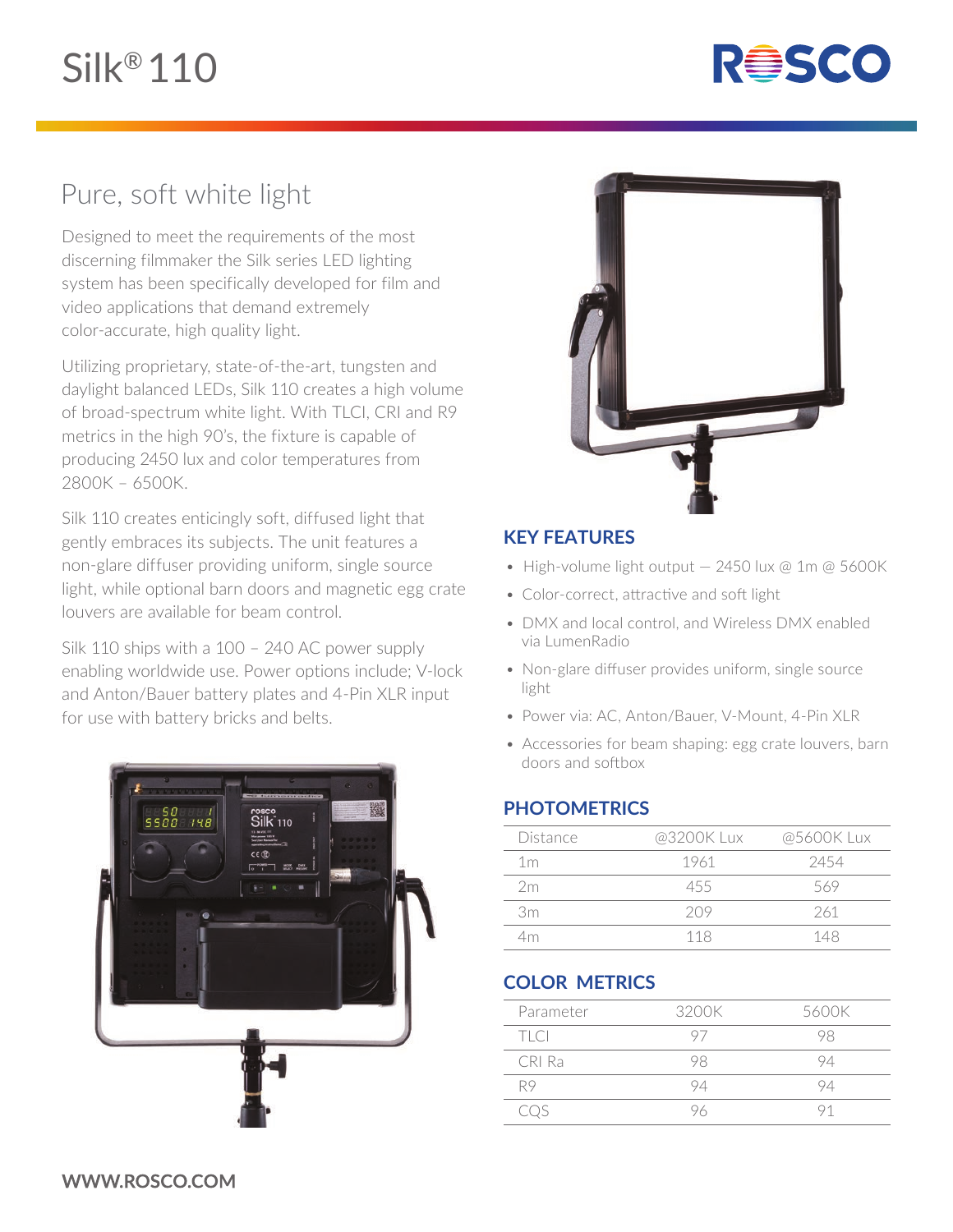# Silk® 110

ROSCO

## Pure, soft white light

Designed to meet the requirements of the most discerning filmmaker the Silk series LED lighting system has been specifically developed for film and video applications that demand extremely color-accurate, high quality light.

Utilizing proprietary, state-of-the-art, tungsten and daylight balanced LEDs, Silk 110 creates a high volume of broad-spectrum white light. With TLCI, CRI and R9 metrics in the high 90's, the fixture is capable of producing 2450 lux and color temperatures from 2800K – 6500K.

Silk 110 creates enticingly soft, diffused light that gently embraces its subjects. The unit features a non-glare diffuser providing uniform, single source light, while optional barn doors and magnetic egg crate louvers are available for beam control.

Silk 110 ships with a 100 – 240 AC power supply enabling worldwide use. Power options include; V-lock and Anton/Bauer battery plates and 4-Pin XLR input for use with battery bricks and belts.

## KEY FEATURES

- High-volume light output — 2450 lux @ 1m @ 5600K
- Color-correct, attractive and soft light
- DMX and local control, and Wireless DMX enabled via LumenRadio
- Non-glare diffuser provides uniform, single source light
- Power via: AC, Anton/Bauer, V-Mount, 4-Pin XLR
- Accessories for beam shaping: egg crate louvers, barn doors and softbox

## PHOTOMETRICS

| Distance | @3200K Lux | @5600K Lux |
|---|---|---|
| 1m | 1961 | 2454 |
| 2m | 455 | 569 |
| 3m | 209 | 261 |
| 4m | 118 | 148 |

## COLOR METRICS

| Parameter | 3200K | 5600K |
|---|---|---|
| TLCI | 97 | 98 |
| CRI Ra | 98 | 94 |
| R9 | 94 | 94 |
| CQS | 96 | 91 |

**WWW.ROSCO.COM**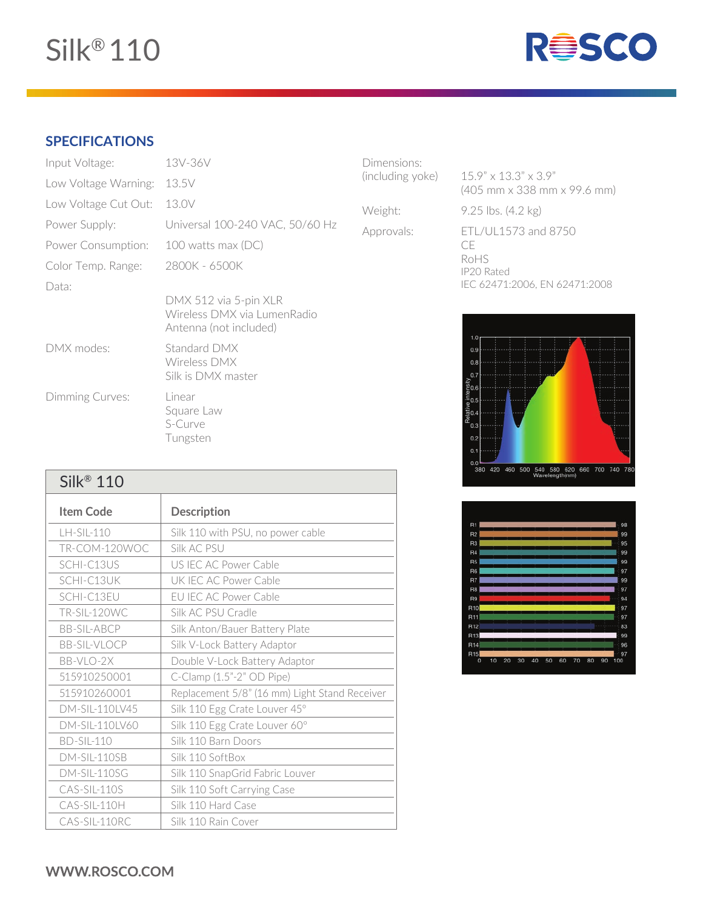# Silk® 110

ROSCO

## SPECIFICATIONS

| | |
|---|---|
| Input Voltage: | 13V-36V |
| Low Voltage Warning: | 13.5V |
| Low Voltage Cut Out: | 13.0V |
| Power Supply: | Universal 100-240 VAC, 50/60 Hz |
| Power Consumption: | 100 watts max (DC) |
| Color Temp. Range: | 2800K - 6500K |
| Data: | DMX 512 via 5-pin XLR<br>Wireless DMX via LumenRadio<br>Antenna (not included) |
| DMX modes: | Standard DMX<br>Wireless DMX<br>Silk is DMX master |
| Dimming Curves: | Linear<br>Square Law<br>S-Curve<br>Tungsten |
| Dimensions: (including yoke) | 15.9" x 13.3" x 3.9"<br>(405 mm x 338 mm x 99.6 mm) |
| Weight: | 9.25 lbs. (4.2 kg) |
| Approvals: | ETL/UL1573 and 8750<br>CE<br>RoHS<br>IP20 Rated<br>IEC 62471:2006, EN 62471:2008 |

Relative Intensity
1.0
0.9
0.8
0.7
0.6
0.5
0.4
0.3
0.2
0.1
0.0
380 420 460 500 540 580 620 660 700 740 780
Wavelength(nm)

R1 98
R2 99
R3 95
R4 99
R5 99
R6 97
R7 99
R8 97
R9 94
R10 97
R11 97
R12 83
R13 99
R14 96
R15 97
0 10 20 30 40 50 60 70 80 90 100

### Silk® 110

| Item Code | Description |
|---|---|
| LH-SIL-110 | Silk 110 with PSU, no power cable |
| TR-COM-120WOC | Silk AC PSU |
| SCHI-C13US | US IEC AC Power Cable |
| SCHI-C13UK | UK IEC AC Power Cable |
| SCHI-C13EU | EU IEC AC Power Cable |
| TR-SIL-120WC | Silk AC PSU Cradle |
| BB-SIL-ABCP | Silk Anton/Bauer Battery Plate |
| BB-SIL-VLOCP | Silk V-Lock Battery Adaptor |
| BB-VLO-2X | Double V-Lock Battery Adaptor |
| 515910250001 | C-Clamp (1.5"-2" OD Pipe) |
| 515910260001 | Replacement 5/8" (16 mm) Light Stand Receiver |
| DM-SIL-110LV45 | Silk 110 Egg Crate Louver 45° |
| DM-SIL-110LV60 | Silk 110 Egg Crate Louver 60° |
| BD-SIL-110 | Silk 110 Barn Doors |
| DM-SIL-110SB | Silk 110 SoftBox |
| DM-SIL-110SG | Silk 110 SnapGrid Fabric Louver |
| CAS-SIL-110S | Silk 110 Soft Carrying Case |
| CAS-SIL-110H | Silk 110 Hard Case |
| CAS-SIL-110RC | Silk 110 Rain Cover |

**WWW.ROSCO.COM**